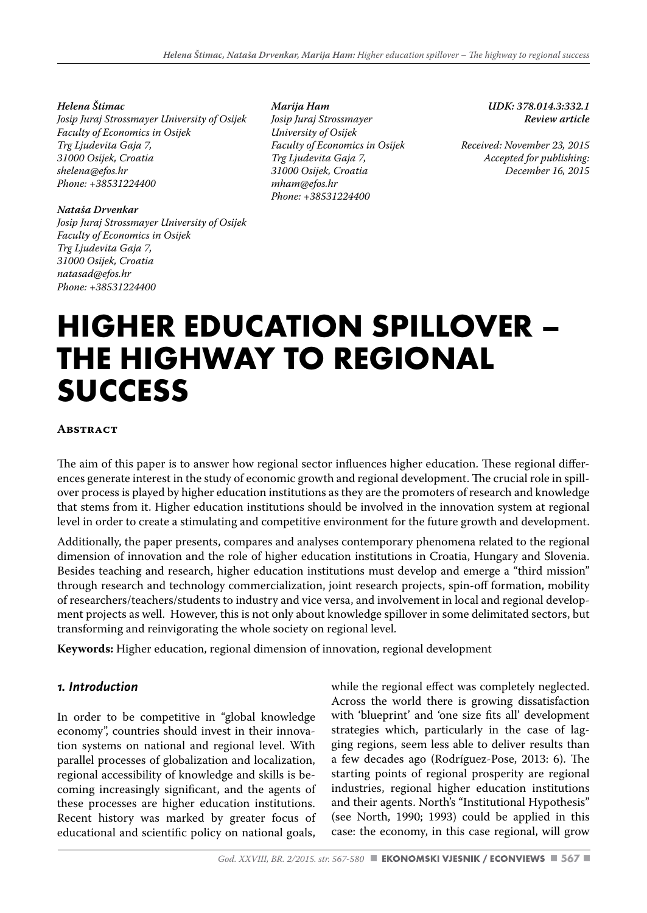*Helena Štimac*
*Josip Juraj Strossmayer University of Osijek*
*Faculty of Economics in Osijek*
*Trg Ljudevita Gaja 7,*
*31000 Osijek, Croatia*
*shelena@efos.hr*
*Phone: +38531224400*

*Nataša Drvenkar*
*Josip Juraj Strossmayer University of Osijek*
*Faculty of Economics in Osijek*
*Trg Ljudevita Gaja 7,*
*31000 Osijek, Croatia*
*natasad@efos.hr*
*Phone: +38531224400*

*Marija Ham*
*Josip Juraj Strossmayer University of Osijek*
*Faculty of Economics in Osijek*
*Trg Ljudevita Gaja 7,*
*31000 Osijek, Croatia*
*mham@efos.hr*
*Phone: +38531224400*

*UDK: 378.014.3:332.1*
*Review article*

*Received: November 23, 2015*
*Accepted for publishing: December 16, 2015*

# HIGHER EDUCATION SPILLOVER – THE HIGHWAY TO REGIONAL SUCCESS

## Abstract

The aim of this paper is to answer how regional sector influences higher education. These regional differences generate interest in the study of economic growth and regional development. The crucial role in spillover process is played by higher education institutions as they are the promoters of research and knowledge that stems from it. Higher education institutions should be involved in the innovation system at regional level in order to create a stimulating and competitive environment for the future growth and development.

Additionally, the paper presents, compares and analyses contemporary phenomena related to the regional dimension of innovation and the role of higher education institutions in Croatia, Hungary and Slovenia. Besides teaching and research, higher education institutions must develop and emerge a "third mission" through research and technology commercialization, joint research projects, spin-off formation, mobility of researchers/teachers/students to industry and vice versa, and involvement in local and regional development projects as well. However, this is not only about knowledge spillover in some delimitated sectors, but transforming and reinvigorating the whole society on regional level.

**Keywords:** Higher education, regional dimension of innovation, regional development

## *1. Introduction*

In order to be competitive in "global knowledge economy", countries should invest in their innovation systems on national and regional level. With parallel processes of globalization and localization, regional accessibility of knowledge and skills is becoming increasingly significant, and the agents of these processes are higher education institutions. Recent history was marked by greater focus of educational and scientific policy on national goals, while the regional effect was completely neglected. Across the world there is growing dissatisfaction with 'blueprint' and 'one size fits all' development strategies which, particularly in the case of lagging regions, seem less able to deliver results than a few decades ago (Rodríguez-Pose, 2013: 6). The starting points of regional prosperity are regional industries, regional higher education institutions and their agents. North's "Institutional Hypothesis" (see North, 1990; 1993) could be applied in this case: the economy, in this case regional, will grow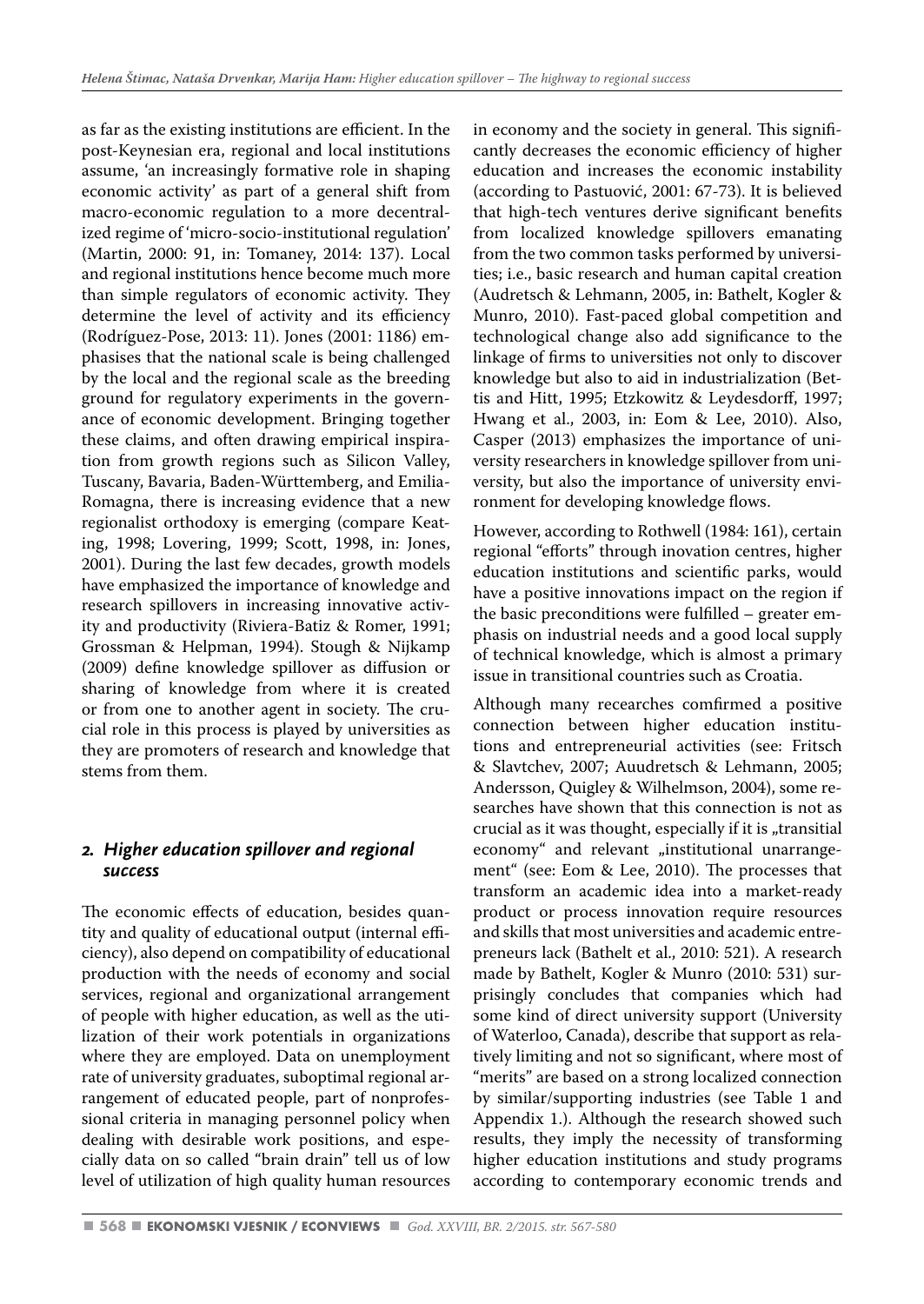as far as the existing institutions are efficient. In the post-Keynesian era, regional and local institutions assume, 'an increasingly formative role in shaping economic activity' as part of a general shift from macro-economic regulation to a more decentralized regime of 'micro-socio-institutional regulation' (Martin, 2000: 91, in: Tomaney, 2014: 137). Local and regional institutions hence become much more than simple regulators of economic activity. They determine the level of activity and its efficiency (Rodríguez-Pose, 2013: 11). Jones (2001: 1186) emphasises that the national scale is being challenged by the local and the regional scale as the breeding ground for regulatory experiments in the governance of economic development. Bringing together these claims, and often drawing empirical inspiration from growth regions such as Silicon Valley, Tuscany, Bavaria, Baden-Württemberg, and Emilia-Romagna, there is increasing evidence that a new regionalist orthodoxy is emerging (compare Keating, 1998; Lovering, 1999; Scott, 1998, in: Jones, 2001). During the last few decades, growth models have emphasized the importance of knowledge and research spillovers in increasing innovative activity and productivity (Riviera-Batiz & Romer, 1991; Grossman & Helpman, 1994). Stough & Nijkamp (2009) define knowledge spillover as diffusion or sharing of knowledge from where it is created or from one to another agent in society. The crucial role in this process is played by universities as they are promoters of research and knowledge that stems from them.

## 2. *Higher education spillover and regional success*

The economic effects of education, besides quantity and quality of educational output (internal efficiency), also depend on compatibility of educational production with the needs of economy and social services, regional and organizational arrangement of people with higher education, as well as the utilization of their work potentials in organizations where they are employed. Data on unemployment rate of university graduates, suboptimal regional arrangement of educated people, part of nonprofessional criteria in managing personnel policy when dealing with desirable work positions, and especially data on so called "brain drain" tell us of low level of utilization of high quality human resources in economy and the society in general. This significantly decreases the economic efficiency of higher education and increases the economic instability (according to Pastuović, 2001: 67-73). It is believed that high-tech ventures derive significant benefits from localized knowledge spillovers emanating from the two common tasks performed by universities; i.e., basic research and human capital creation (Audretsch & Lehmann, 2005, in: Bathelt, Kogler & Munro, 2010). Fast-paced global competition and technological change also add significance to the linkage of firms to universities not only to discover knowledge but also to aid in industrialization (Bettis and Hitt, 1995; Etzkowitz & Leydesdorff, 1997; Hwang et al., 2003, in: Eom & Lee, 2010). Also, Casper (2013) emphasizes the importance of university researchers in knowledge spillover from university, but also the importance of university environment for developing knowledge flows.

However, according to Rothwell (1984: 161), certain regional "efforts" through inovation centres, higher education institutions and scientific parks, would have a positive innovations impact on the region if the basic preconditions were fulfilled – greater emphasis on industrial needs and a good local supply of technical knowledge, which is almost a primary issue in transitional countries such as Croatia.

Although many recearches comfirmed a positive connection between higher education institutions and entrepreneurial activities (see: Fritsch & Slavtchev, 2007; Auudretsch & Lehmann, 2005; Andersson, Quigley & Wilhelmson, 2004), some researches have shown that this connection is not as crucial as it was thought, especially if it is „transitial economy" and relevant „institutional unarrangement" (see: Eom & Lee, 2010). The processes that transform an academic idea into a market-ready product or process innovation require resources and skills that most universities and academic entrepreneurs lack (Bathelt et al., 2010: 521). A research made by Bathelt, Kogler & Munro (2010: 531) surprisingly concludes that companies which had some kind of direct university support (University of Waterloo, Canada), describe that support as relatively limiting and not so significant, where most of "merits" are based on a strong localized connection by similar/supporting industries (see Table 1 and Appendix 1.). Although the research showed such results, they imply the necessity of transforming higher education institutions and study programs according to contemporary economic trends and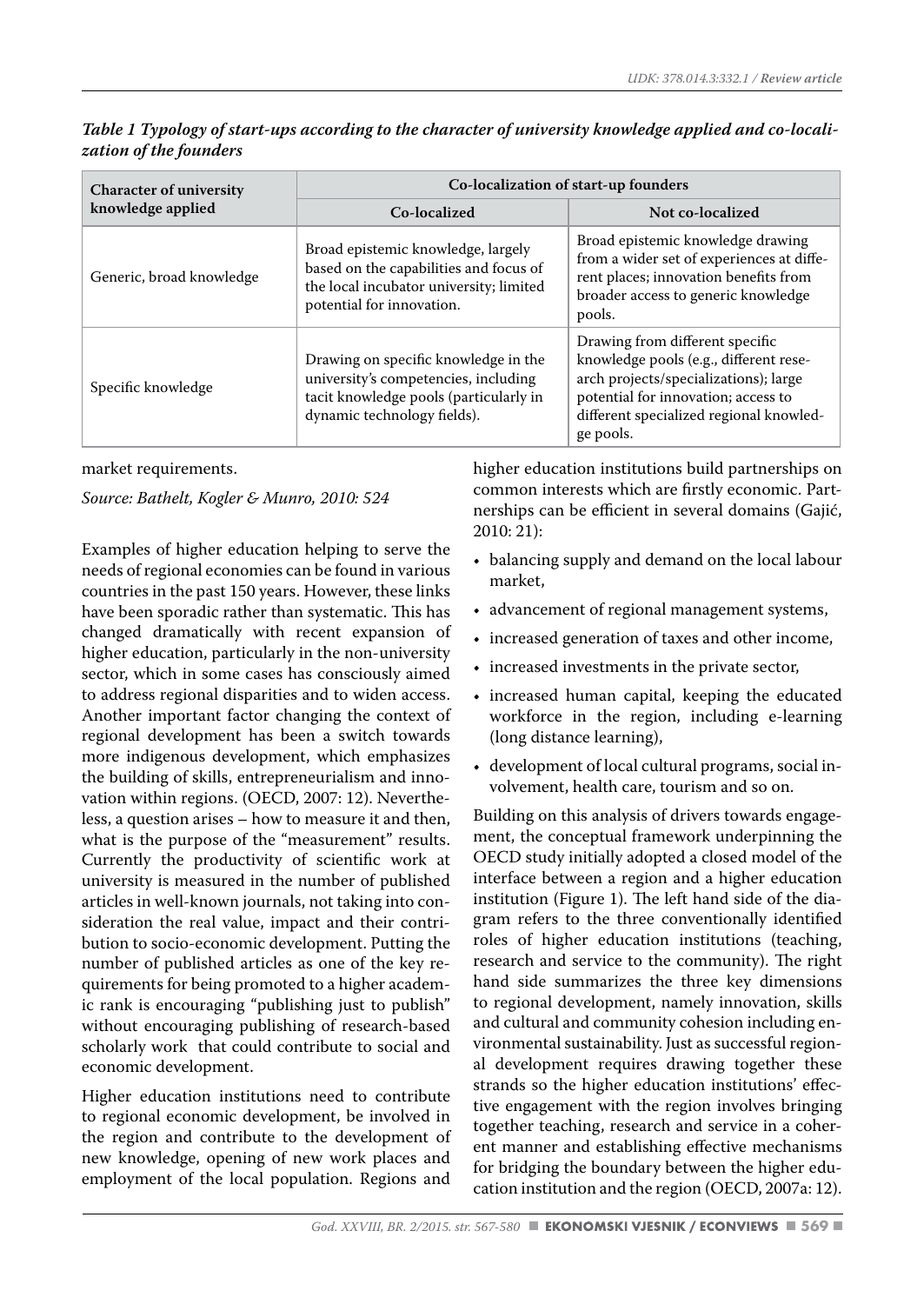*Table 1 Typology of start-ups according to the character of university knowledge applied and co-localization of the founders*

| Character of university knowledge applied | Co-localization of start-up founders | |
|---|---|---|
| | Co-localized | Not co-localized |
| Generic, broad knowledge | Broad epistemic knowledge, largely based on the capabilities and focus of the local incubator university; limited potential for innovation. | Broad epistemic knowledge drawing from a wider set of experiences at different places; innovation benefits from broader access to generic knowledge pools. |
| Specific knowledge | Drawing on specific knowledge in the university's competencies, including tacit knowledge pools (particularly in dynamic technology fields). | Drawing from different specific knowledge pools (e.g., different research projects/specializations); large potential for innovation; access to different specialized regional knowledge pools. |

market requirements.

*Source: Bathelt, Kogler & Munro, 2010: 524*

Examples of higher education helping to serve the needs of regional economies can be found in various countries in the past 150 years. However, these links have been sporadic rather than systematic. This has changed dramatically with recent expansion of higher education, particularly in the non-university sector, which in some cases has consciously aimed to address regional disparities and to widen access. Another important factor changing the context of regional development has been a switch towards more indigenous development, which emphasizes the building of skills, entrepreneurialism and innovation within regions. (OECD, 2007: 12). Nevertheless, a question arises – how to measure it and then, what is the purpose of the "measurement" results. Currently the productivity of scientific work at university is measured in the number of published articles in well-known journals, not taking into consideration the real value, impact and their contribution to socio-economic development. Putting the number of published articles as one of the key requirements for being promoted to a higher academic rank is encouraging "publishing just to publish" without encouraging publishing of research-based scholarly work that could contribute to social and economic development.

Higher education institutions need to contribute to regional economic development, be involved in the region and contribute to the development of new knowledge, opening of new work places and employment of the local population. Regions and higher education institutions build partnerships on common interests which are firstly economic. Partnerships can be efficient in several domains (Gajić, 2010: 21):

- balancing supply and demand on the local labour market,
- advancement of regional management systems,
- increased generation of taxes and other income,
- increased investments in the private sector,
- increased human capital, keeping the educated workforce in the region, including e-learning (long distance learning),
- development of local cultural programs, social involvement, health care, tourism and so on.

Building on this analysis of drivers towards engagement, the conceptual framework underpinning the OECD study initially adopted a closed model of the interface between a region and a higher education institution (Figure 1). The left hand side of the diagram refers to the three conventionally identified roles of higher education institutions (teaching, research and service to the community). The right hand side summarizes the three key dimensions to regional development, namely innovation, skills and cultural and community cohesion including environmental sustainability. Just as successful regional development requires drawing together these strands so the higher education institutions' effective engagement with the region involves bringing together teaching, research and service in a coherent manner and establishing effective mechanisms for bridging the boundary between the higher education institution and the region (OECD, 2007a: 12).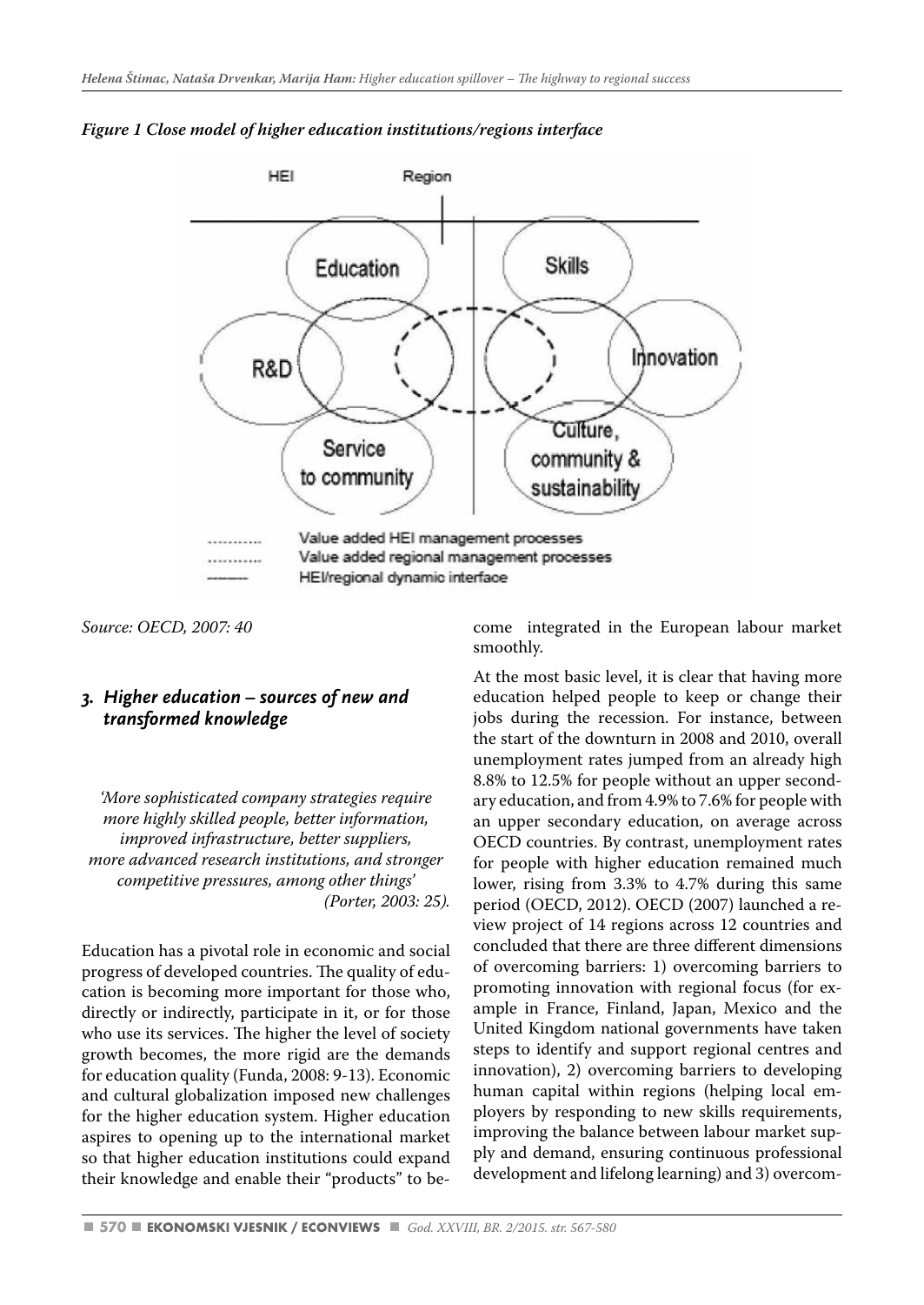*Figure 1 Close model of higher education institutions/regions interface*

Source: OECD, 2007: 40

## 3. Higher education – sources of new and transformed knowledge

*'More sophisticated company strategies require more highly skilled people, better information, improved infrastructure, better suppliers, more advanced research institutions, and stronger competitive pressures, among other things' (Porter, 2003: 25).*

Education has a pivotal role in economic and social progress of developed countries. The quality of education is becoming more important for those who, directly or indirectly, participate in it, or for those who use its services. The higher the level of society growth becomes, the more rigid are the demands for education quality (Funda, 2008: 9-13). Economic and cultural globalization imposed new challenges for the higher education system. Higher education aspires to opening up to the international market so that higher education institutions could expand their knowledge and enable their "products" to become integrated in the European labour market smoothly.

At the most basic level, it is clear that having more education helped people to keep or change their jobs during the recession. For instance, between the start of the downturn in 2008 and 2010, overall unemployment rates jumped from an already high 8.8% to 12.5% for people without an upper secondary education, and from 4.9% to 7.6% for people with an upper secondary education, on average across OECD countries. By contrast, unemployment rates for people with higher education remained much lower, rising from 3.3% to 4.7% during this same period (OECD, 2012). OECD (2007) launched a review project of 14 regions across 12 countries and concluded that there are three different dimensions of overcoming barriers: 1) overcoming barriers to promoting innovation with regional focus (for example in France, Finland, Japan, Mexico and the United Kingdom national governments have taken steps to identify and support regional centres and innovation), 2) overcoming barriers to developing human capital within regions (helping local employers by responding to new skills requirements, improving the balance between labour market supply and demand, ensuring continuous professional development and lifelong learning) and 3) overcom-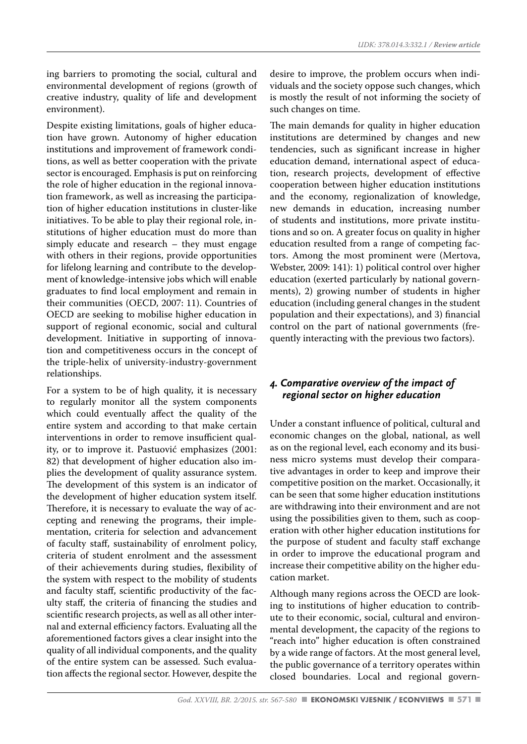ing barriers to promoting the social, cultural and environmental development of regions (growth of creative industry, quality of life and development environment).

Despite existing limitations, goals of higher education have grown. Autonomy of higher education institutions and improvement of framework conditions, as well as better cooperation with the private sector is encouraged. Emphasis is put on reinforcing the role of higher education in the regional innovation framework, as well as increasing the participation of higher education institutions in cluster-like initiatives. To be able to play their regional role, institutions of higher education must do more than simply educate and research – they must engage with others in their regions, provide opportunities for lifelong learning and contribute to the development of knowledge-intensive jobs which will enable graduates to find local employment and remain in their communities (OECD, 2007: 11). Countries of OECD are seeking to mobilise higher education in support of regional economic, social and cultural development. Initiative in supporting of innovation and competitiveness occurs in the concept of the triple-helix of university-industry-government relationships.

For a system to be of high quality, it is necessary to regularly monitor all the system components which could eventually affect the quality of the entire system and according to that make certain interventions in order to remove insufficient quality, or to improve it. Pastuović emphasizes (2001: 82) that development of higher education also implies the development of quality assurance system. The development of this system is an indicator of the development of higher education system itself. Therefore, it is necessary to evaluate the way of accepting and renewing the programs, their implementation, criteria for selection and advancement of faculty staff, sustainability of enrolment policy, criteria of student enrolment and the assessment of their achievements during studies, flexibility of the system with respect to the mobility of students and faculty staff, scientific productivity of the faculty staff, the criteria of financing the studies and scientific research projects, as well as all other internal and external efficiency factors. Evaluating all the aforementioned factors gives a clear insight into the quality of all individual components, and the quality of the entire system can be assessed. Such evaluation affects the regional sector. However, despite the desire to improve, the problem occurs when individuals and the society oppose such changes, which is mostly the result of not informing the society of such changes on time.

The main demands for quality in higher education institutions are determined by changes and new tendencies, such as significant increase in higher education demand, international aspect of education, research projects, development of effective cooperation between higher education institutions and the economy, regionalization of knowledge, new demands in education, increasing number of students and institutions, more private institutions and so on. A greater focus on quality in higher education resulted from a range of competing factors. Among the most prominent were (Mertova, Webster, 2009: 141): 1) political control over higher education (exerted particularly by national governments), 2) growing number of students in higher education (including general changes in the student population and their expectations), and 3) financial control on the part of national governments (frequently interacting with the previous two factors).

## *4. Comparative overview of the impact of regional sector on higher education*

Under a constant influence of political, cultural and economic changes on the global, national, as well as on the regional level, each economy and its business micro systems must develop their comparative advantages in order to keep and improve their competitive position on the market. Occasionally, it can be seen that some higher education institutions are withdrawing into their environment and are not using the possibilities given to them, such as cooperation with other higher education institutions for the purpose of student and faculty staff exchange in order to improve the educational program and increase their competitive ability on the higher education market.

Although many regions across the OECD are looking to institutions of higher education to contribute to their economic, social, cultural and environmental development, the capacity of the regions to "reach into" higher education is often constrained by a wide range of factors. At the most general level, the public governance of a territory operates within closed boundaries. Local and regional govern-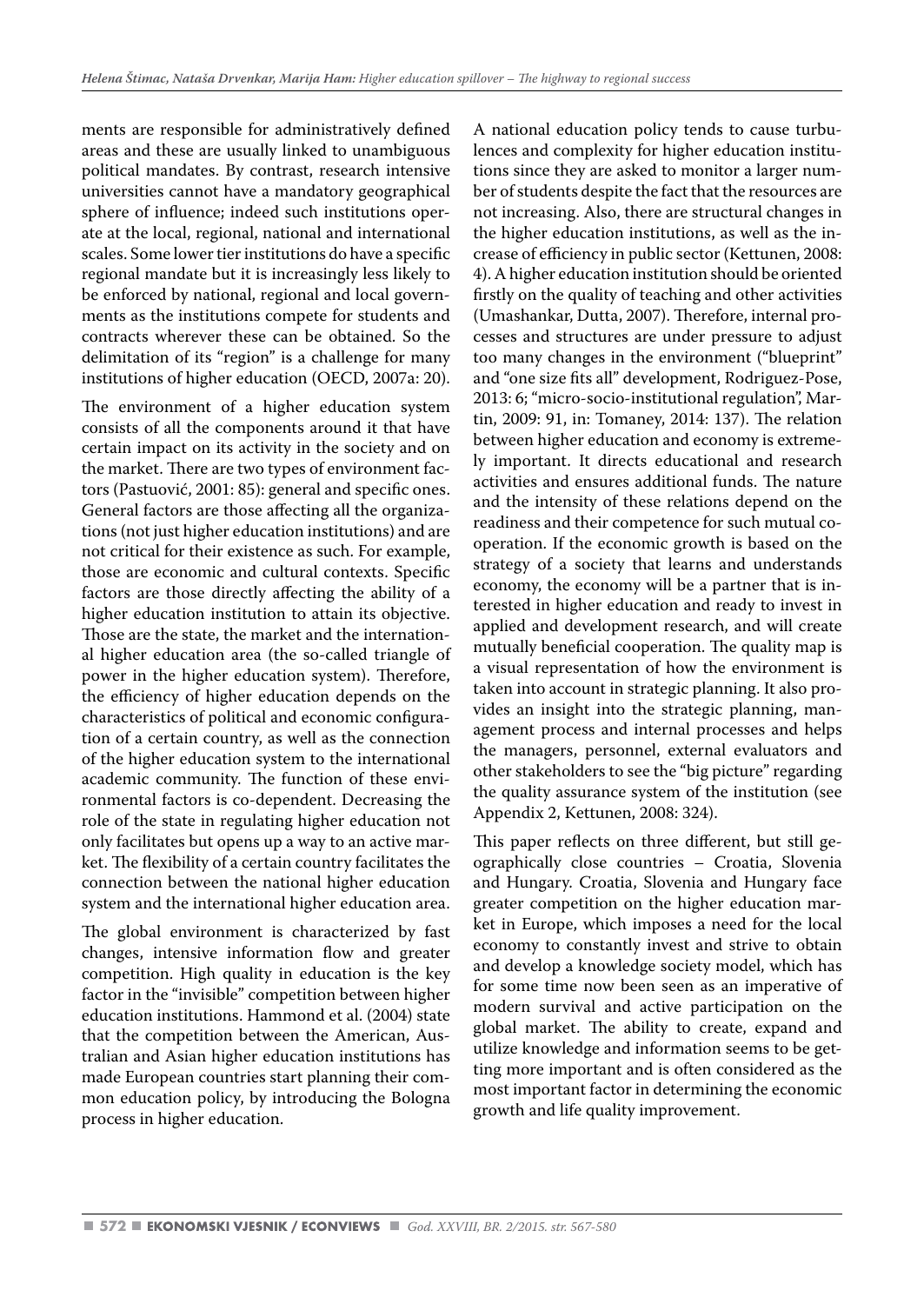ments are responsible for administratively defined areas and these are usually linked to unambiguous political mandates. By contrast, research intensive universities cannot have a mandatory geographical sphere of influence; indeed such institutions operate at the local, regional, national and international scales. Some lower tier institutions do have a specific regional mandate but it is increasingly less likely to be enforced by national, regional and local governments as the institutions compete for students and contracts wherever these can be obtained. So the delimitation of its "region" is a challenge for many institutions of higher education (OECD, 2007a: 20).

The environment of a higher education system consists of all the components around it that have certain impact on its activity in the society and on the market. There are two types of environment factors (Pastuović, 2001: 85): general and specific ones. General factors are those affecting all the organizations (not just higher education institutions) and are not critical for their existence as such. For example, those are economic and cultural contexts. Specific factors are those directly affecting the ability of a higher education institution to attain its objective. Those are the state, the market and the international higher education area (the so-called triangle of power in the higher education system). Therefore, the efficiency of higher education depends on the characteristics of political and economic configuration of a certain country, as well as the connection of the higher education system to the international academic community. The function of these environmental factors is co-dependent. Decreasing the role of the state in regulating higher education not only facilitates but opens up a way to an active market. The flexibility of a certain country facilitates the connection between the national higher education system and the international higher education area.

The global environment is characterized by fast changes, intensive information flow and greater competition. High quality in education is the key factor in the "invisible" competition between higher education institutions. Hammond et al. (2004) state that the competition between the American, Australian and Asian higher education institutions has made European countries start planning their common education policy, by introducing the Bologna process in higher education.

A national education policy tends to cause turbulences and complexity for higher education institutions since they are asked to monitor a larger number of students despite the fact that the resources are not increasing. Also, there are structural changes in the higher education institutions, as well as the increase of efficiency in public sector (Kettunen, 2008: 4). A higher education institution should be oriented firstly on the quality of teaching and other activities (Umashankar, Dutta, 2007). Therefore, internal processes and structures are under pressure to adjust too many changes in the environment ("blueprint" and "one size fits all" development, Rodriguez-Pose, 2013: 6; "micro-socio-institutional regulation", Martin, 2009: 91, in: Tomaney, 2014: 137). The relation between higher education and economy is extremely important. It directs educational and research activities and ensures additional funds. The nature and the intensity of these relations depend on the readiness and their competence for such mutual cooperation. If the economic growth is based on the strategy of a society that learns and understands economy, the economy will be a partner that is interested in higher education and ready to invest in applied and development research, and will create mutually beneficial cooperation. The quality map is a visual representation of how the environment is taken into account in strategic planning. It also provides an insight into the strategic planning, management process and internal processes and helps the managers, personnel, external evaluators and other stakeholders to see the "big picture" regarding the quality assurance system of the institution (see Appendix 2, Kettunen, 2008: 324).

This paper reflects on three different, but still geographically close countries – Croatia, Slovenia and Hungary. Croatia, Slovenia and Hungary face greater competition on the higher education market in Europe, which imposes a need for the local economy to constantly invest and strive to obtain and develop a knowledge society model, which has for some time now been seen as an imperative of modern survival and active participation on the global market. The ability to create, expand and utilize knowledge and information seems to be getting more important and is often considered as the most important factor in determining the economic growth and life quality improvement.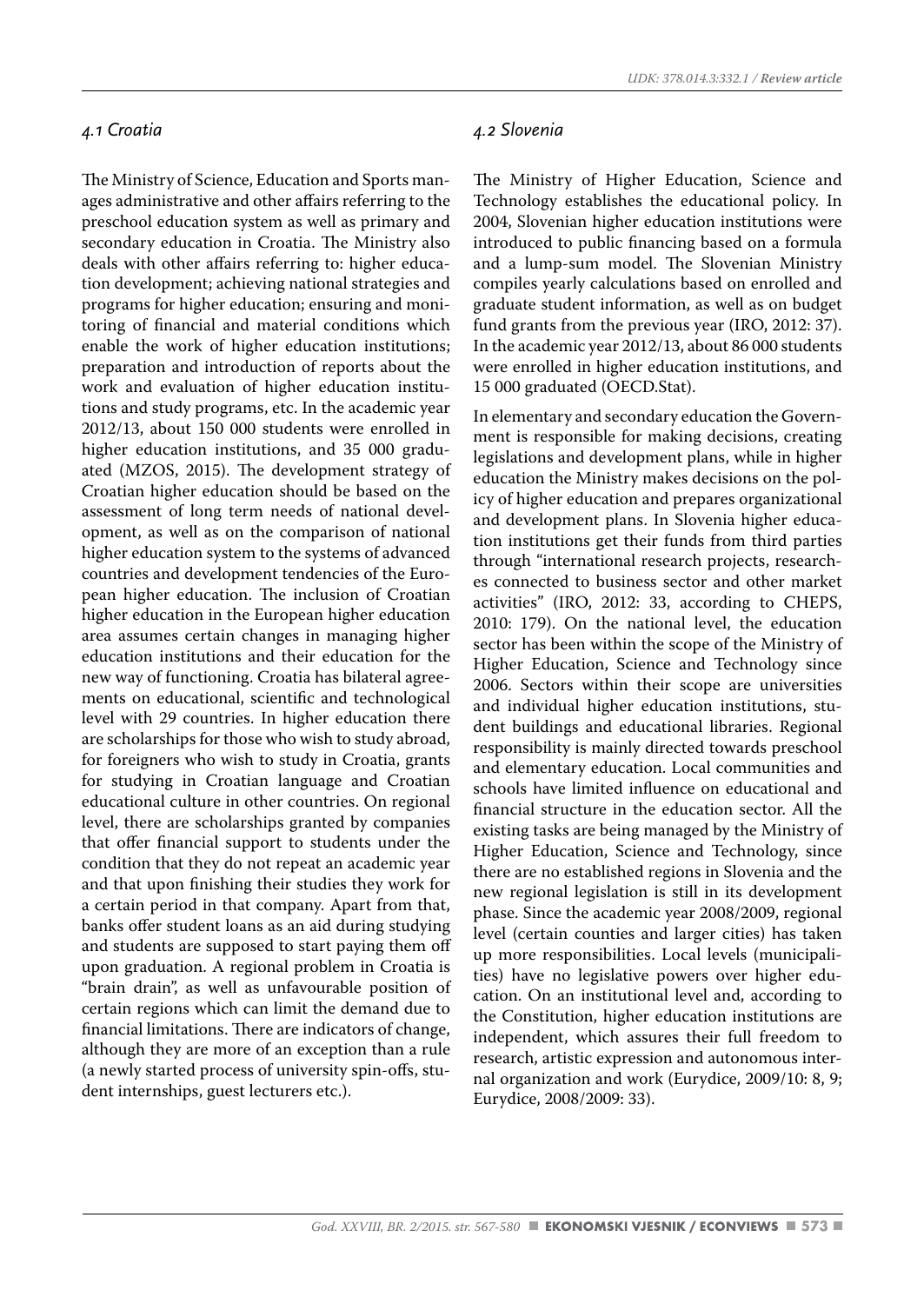### *4.1 Croatia*

The Ministry of Science, Education and Sports manages administrative and other affairs referring to the preschool education system as well as primary and secondary education in Croatia. The Ministry also deals with other affairs referring to: higher education development; achieving national strategies and programs for higher education; ensuring and monitoring of financial and material conditions which enable the work of higher education institutions; preparation and introduction of reports about the work and evaluation of higher education institutions and study programs, etc. In the academic year 2012/13, about 150 000 students were enrolled in higher education institutions, and 35 000 graduated (MZOS, 2015). The development strategy of Croatian higher education should be based on the assessment of long term needs of national development, as well as on the comparison of national higher education system to the systems of advanced countries and development tendencies of the European higher education. The inclusion of Croatian higher education in the European higher education area assumes certain changes in managing higher education institutions and their education for the new way of functioning. Croatia has bilateral agreements on educational, scientific and technological level with 29 countries. In higher education there are scholarships for those who wish to study abroad, for foreigners who wish to study in Croatia, grants for studying in Croatian language and Croatian educational culture in other countries. On regional level, there are scholarships granted by companies that offer financial support to students under the condition that they do not repeat an academic year and that upon finishing their studies they work for a certain period in that company. Apart from that, banks offer student loans as an aid during studying and students are supposed to start paying them off upon graduation. A regional problem in Croatia is "brain drain", as well as unfavourable position of certain regions which can limit the demand due to financial limitations. There are indicators of change, although they are more of an exception than a rule (a newly started process of university spin-offs, student internships, guest lecturers etc.).

### *4.2 Slovenia*

The Ministry of Higher Education, Science and Technology establishes the educational policy. In 2004, Slovenian higher education institutions were introduced to public financing based on a formula and a lump-sum model. The Slovenian Ministry compiles yearly calculations based on enrolled and graduate student information, as well as on budget fund grants from the previous year (IRO, 2012: 37). In the academic year 2012/13, about 86 000 students were enrolled in higher education institutions, and 15 000 graduated (OECD.Stat).

In elementary and secondary education the Government is responsible for making decisions, creating legislations and development plans, while in higher education the Ministry makes decisions on the policy of higher education and prepares organizational and development plans. In Slovenia higher education institutions get their funds from third parties through "international research projects, researches connected to business sector and other market activities" (IRO, 2012: 33, according to CHEPS, 2010: 179). On the national level, the education sector has been within the scope of the Ministry of Higher Education, Science and Technology since 2006. Sectors within their scope are universities and individual higher education institutions, student buildings and educational libraries. Regional responsibility is mainly directed towards preschool and elementary education. Local communities and schools have limited influence on educational and financial structure in the education sector. All the existing tasks are being managed by the Ministry of Higher Education, Science and Technology, since there are no established regions in Slovenia and the new regional legislation is still in its development phase. Since the academic year 2008/2009, regional level (certain counties and larger cities) has taken up more responsibilities. Local levels (municipalities) have no legislative powers over higher education. On an institutional level and, according to the Constitution, higher education institutions are independent, which assures their full freedom to research, artistic expression and autonomous internal organization and work (Eurydice, 2009/10: 8, 9; Eurydice, 2008/2009: 33).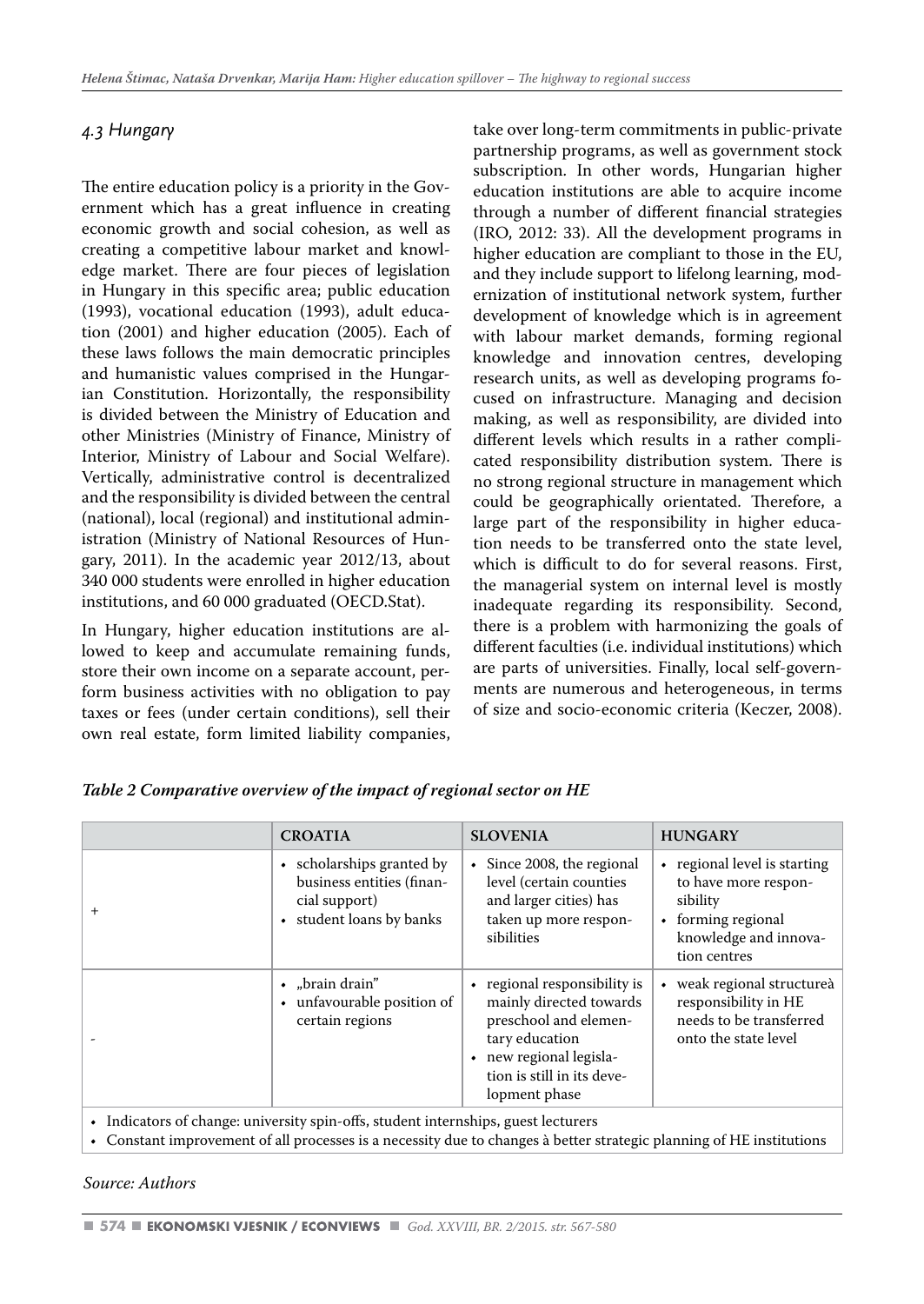### *4.3 Hungary*

The entire education policy is a priority in the Government which has a great influence in creating economic growth and social cohesion, as well as creating a competitive labour market and knowledge market. There are four pieces of legislation in Hungary in this specific area; public education (1993), vocational education (1993), adult education (2001) and higher education (2005). Each of these laws follows the main democratic principles and humanistic values comprised in the Hungarian Constitution. Horizontally, the responsibility is divided between the Ministry of Education and other Ministries (Ministry of Finance, Ministry of Interior, Ministry of Labour and Social Welfare). Vertically, administrative control is decentralized and the responsibility is divided between the central (national), local (regional) and institutional administration (Ministry of National Resources of Hungary, 2011). In the academic year 2012/13, about 340 000 students were enrolled in higher education institutions, and 60 000 graduated (OECD.Stat).

In Hungary, higher education institutions are allowed to keep and accumulate remaining funds, store their own income on a separate account, perform business activities with no obligation to pay taxes or fees (under certain conditions), sell their own real estate, form limited liability companies, take over long-term commitments in public-private partnership programs, as well as government stock subscription. In other words, Hungarian higher education institutions are able to acquire income through a number of different financial strategies (IRO, 2012: 33). All the development programs in higher education are compliant to those in the EU, and they include support to lifelong learning, modernization of institutional network system, further development of knowledge which is in agreement with labour market demands, forming regional knowledge and innovation centres, developing research units, as well as developing programs focused on infrastructure. Managing and decision making, as well as responsibility, are divided into different levels which results in a rather complicated responsibility distribution system. There is no strong regional structure in management which could be geographically orientated. Therefore, a large part of the responsibility in higher education needs to be transferred onto the state level, which is difficult to do for several reasons. First, the managerial system on internal level is mostly inadequate regarding its responsibility. Second, there is a problem with harmonizing the goals of different faculties (i.e. individual institutions) which are parts of universities. Finally, local self-governments are numerous and heterogeneous, in terms of size and socio-economic criteria (Keczer, 2008).

***Table 2 Comparative overview of the impact of regional sector on HE***

| | CROATIA | SLOVENIA | HUNGARY |
|---|---|---|---|
| + | • scholarships granted by business entities (financial support)<br>• student loans by banks | • Since 2008, the regional level (certain counties and larger cities) has taken up more responsibilities | • regional level is starting to have more responsibility<br>• forming regional knowledge and innovation centres |
| - | • „brain drain"<br>• unfavourable position of certain regions | • regional responsibility is mainly directed towards preschool and elementary education<br>• new regional legislation is still in its development phase | • weak regional structureà responsibility in HE needs to be transferred onto the state level |
| • Indicators of change: university spin-offs, student internships, guest lecturers<br>• Constant improvement of all processes is a necessity due to changes à better strategic planning of HE institutions | | | |

*Source: Authors*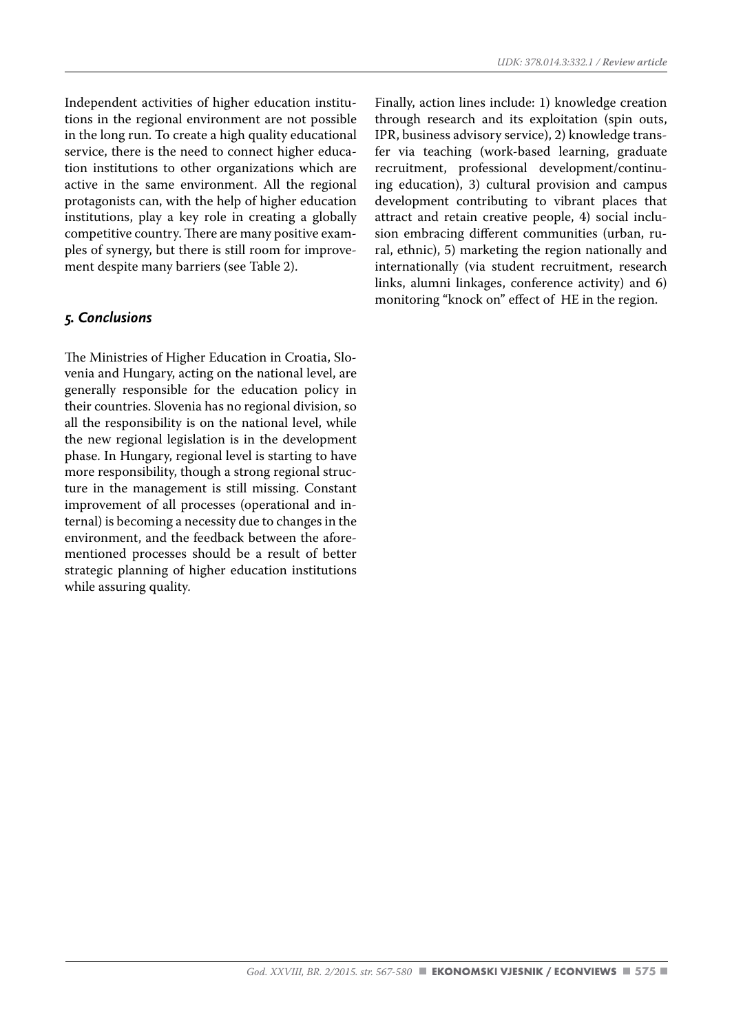Independent activities of higher education institutions in the regional environment are not possible in the long run. To create a high quality educational service, there is the need to connect higher education institutions to other organizations which are active in the same environment. All the regional protagonists can, with the help of higher education institutions, play a key role in creating a globally competitive country. There are many positive examples of synergy, but there is still room for improvement despite many barriers (see Table 2).

## *5. Conclusions*

The Ministries of Higher Education in Croatia, Slovenia and Hungary, acting on the national level, are generally responsible for the education policy in their countries. Slovenia has no regional division, so all the responsibility is on the national level, while the new regional legislation is in the development phase. In Hungary, regional level is starting to have more responsibility, though a strong regional structure in the management is still missing. Constant improvement of all processes (operational and internal) is becoming a necessity due to changes in the environment, and the feedback between the aforementioned processes should be a result of better strategic planning of higher education institutions while assuring quality.

Finally, action lines include: 1) knowledge creation through research and its exploitation (spin outs, IPR, business advisory service), 2) knowledge transfer via teaching (work-based learning, graduate recruitment, professional development/continuing education), 3) cultural provision and campus development contributing to vibrant places that attract and retain creative people, 4) social inclusion embracing different communities (urban, rural, ethnic), 5) marketing the region nationally and internationally (via student recruitment, research links, alumni linkages, conference activity) and 6) monitoring "knock on" effect of HE in the region.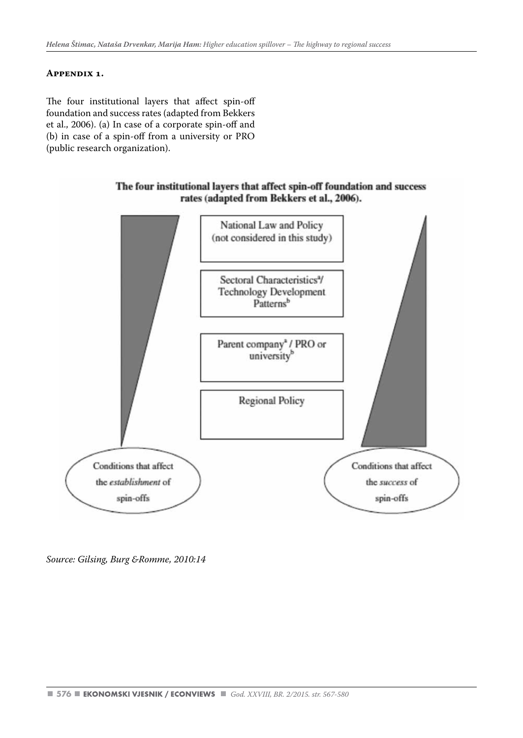## Appendix 1.

The four institutional layers that affect spin-off foundation and success rates (adapted from Bekkers et al., 2006). (a) In case of a corporate spin-off and (b) in case of a spin-off from a university or PRO (public research organization).

**The four institutional layers that affect spin-off foundation and success rates (adapted from Bekkers et al., 2006).**

National Law and Policy (not considered in this study)

Sectoral Characteristics[a]/ Technology Development Patterns[b]

Parent company[a] / PRO or university[b]

Regional Policy

Conditions that affect the *establishment* of spin-offs

Conditions that affect the *success* of spin-offs

*Source: Gilsing, Burg &Romme, 2010:14*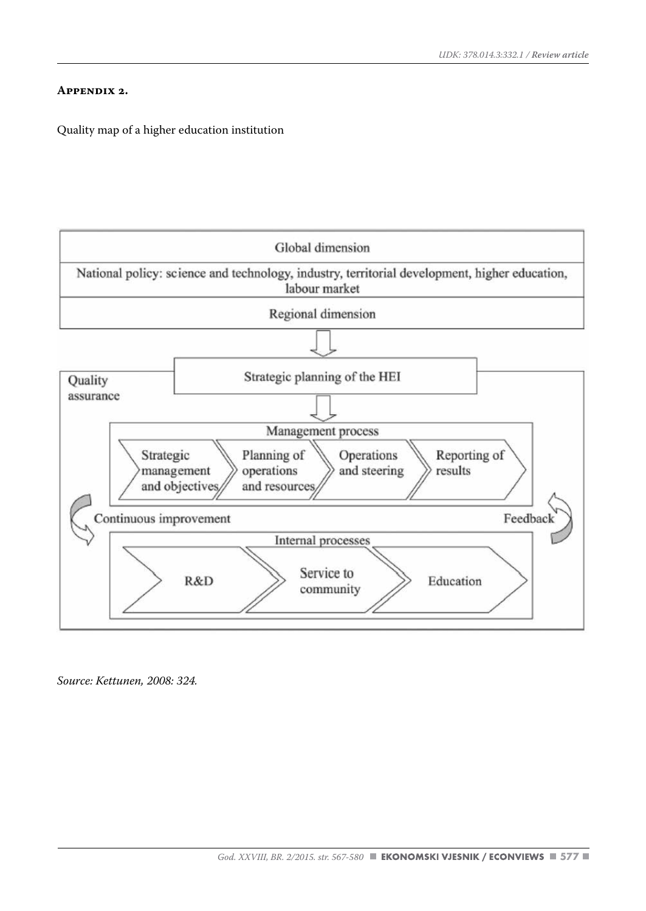## Appendix 2.

Quality map of a higher education institution

Global dimension

National policy: science and technology, industry, territorial development, higher education, labour market

Regional dimension

Strategic planning of the HEI

Quality assurance

Management process

- Strategic management and objectives
- Planning of operations and resources
- Operations and steering
- Reporting of results

Continuous improvement

Feedback

Internal processes

- R&D
- Service to community
- Education

*Source: Kettunen, 2008: 324.*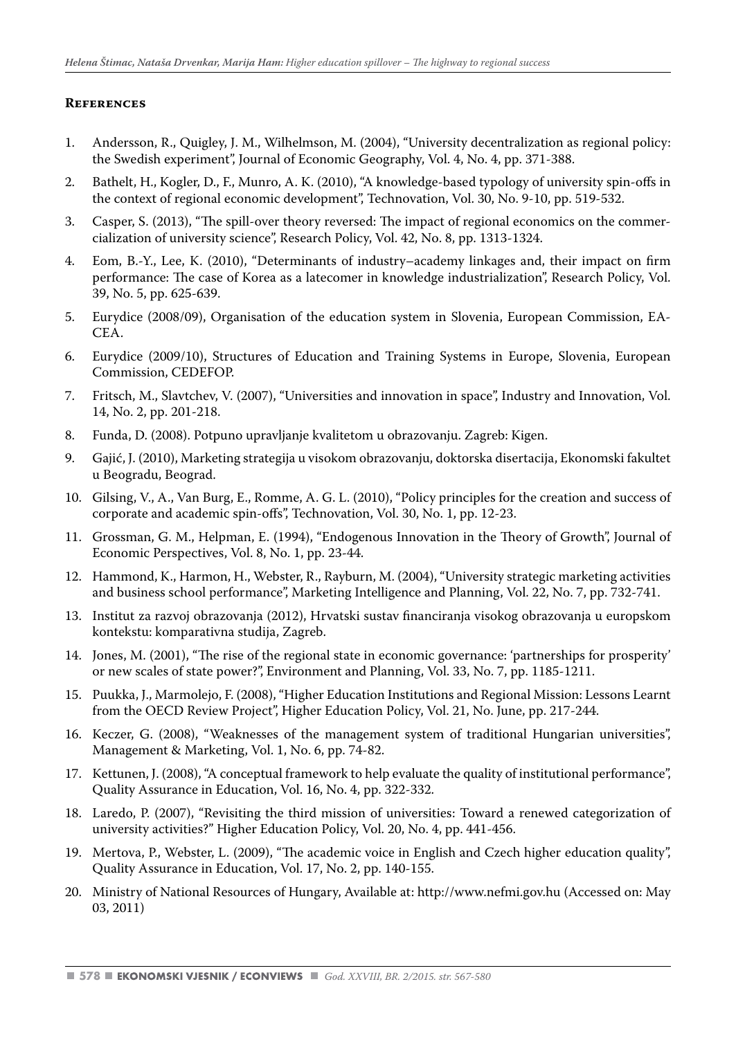## References

1. Andersson, R., Quigley, J. M., Wilhelmson, M. (2004), "University decentralization as regional policy: the Swedish experiment", Journal of Economic Geography, Vol. 4, No. 4, pp. 371-388.
2. Bathelt, H., Kogler, D., F., Munro, A. K. (2010), "A knowledge-based typology of university spin-offs in the context of regional economic development", Technovation, Vol. 30, No. 9-10, pp. 519-532.
3. Casper, S. (2013), "The spill-over theory reversed: The impact of regional economics on the commercialization of university science", Research Policy, Vol. 42, No. 8, pp. 1313-1324.
4. Eom, B.-Y., Lee, K. (2010), "Determinants of industry–academy linkages and, their impact on firm performance: The case of Korea as a latecomer in knowledge industrialization", Research Policy, Vol. 39, No. 5, pp. 625-639.
5. Eurydice (2008/09), Organisation of the education system in Slovenia, European Commission, EA-CEA.
6. Eurydice (2009/10), Structures of Education and Training Systems in Europe, Slovenia, European Commission, CEDEFOP.
7. Fritsch, M., Slavtchev, V. (2007), "Universities and innovation in space", Industry and Innovation, Vol. 14, No. 2, pp. 201-218.
8. Funda, D. (2008). Potpuno upravljanje kvalitetom u obrazovanju. Zagreb: Kigen.
9. Gajić, J. (2010), Marketing strategija u visokom obrazovanju, doktorska disertacija, Ekonomski fakultet u Beogradu, Beograd.
10. Gilsing, V., A., Van Burg, E., Romme, A. G. L. (2010), "Policy principles for the creation and success of corporate and academic spin-offs", Technovation, Vol. 30, No. 1, pp. 12-23.
11. Grossman, G. M., Helpman, E. (1994), "Endogenous Innovation in the Theory of Growth", Journal of Economic Perspectives, Vol. 8, No. 1, pp. 23-44.
12. Hammond, K., Harmon, H., Webster, R., Rayburn, M. (2004), "University strategic marketing activities and business school performance", Marketing Intelligence and Planning, Vol. 22, No. 7, pp. 732-741.
13. Institut za razvoj obrazovanja (2012), Hrvatski sustav financiranja visokog obrazovanja u europskom kontekstu: komparativna studija, Zagreb.
14. Jones, M. (2001), "The rise of the regional state in economic governance: 'partnerships for prosperity' or new scales of state power?", Environment and Planning, Vol. 33, No. 7, pp. 1185-1211.
15. Puukka, J., Marmolejo, F. (2008), "Higher Education Institutions and Regional Mission: Lessons Learnt from the OECD Review Project", Higher Education Policy, Vol. 21, No. June, pp. 217-244.
16. Keczer, G. (2008), "Weaknesses of the management system of traditional Hungarian universities", Management & Marketing, Vol. 1, No. 6, pp. 74-82.
17. Kettunen, J. (2008), "A conceptual framework to help evaluate the quality of institutional performance", Quality Assurance in Education, Vol. 16, No. 4, pp. 322-332.
18. Laredo, P. (2007), "Revisiting the third mission of universities: Toward a renewed categorization of university activities?" Higher Education Policy, Vol. 20, No. 4, pp. 441-456.
19. Mertova, P., Webster, L. (2009), "The academic voice in English and Czech higher education quality", Quality Assurance in Education, Vol. 17, No. 2, pp. 140-155.
20. Ministry of National Resources of Hungary, Available at: http://www.nefmi.gov.hu (Accessed on: May 03, 2011)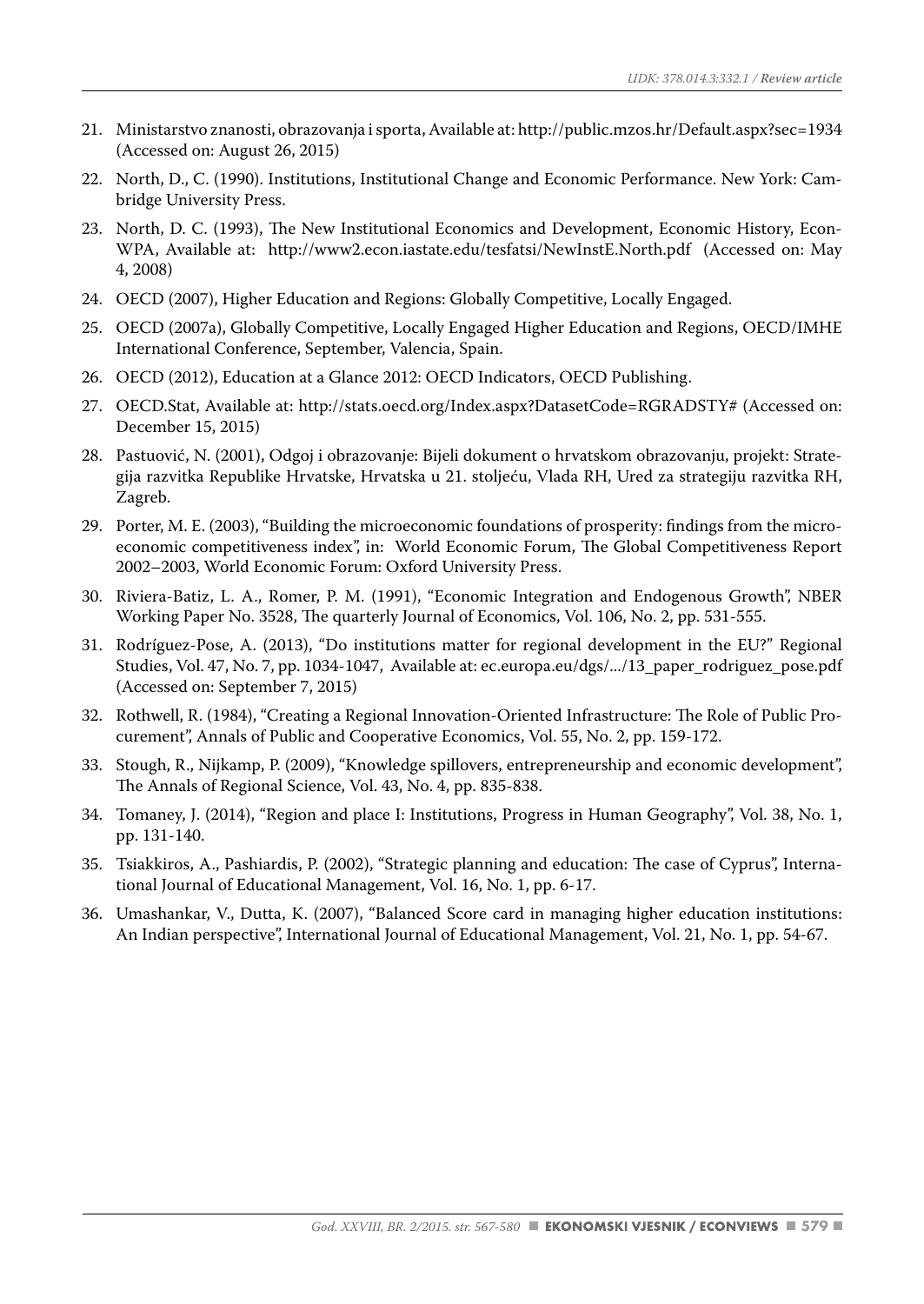21. Ministarstvo znanosti, obrazovanja i sporta, Available at: http://public.mzos.hr/Default.aspx?sec=1934 (Accessed on: August 26, 2015)
22. North, D., C. (1990). Institutions, Institutional Change and Economic Performance. New York: Cambridge University Press.
23. North, D. C. (1993), The New Institutional Economics and Development, Economic History, EconWPA, Available at: http://www2.econ.iastate.edu/tesfatsi/NewInstE.North.pdf (Accessed on: May 4, 2008)
24. OECD (2007), Higher Education and Regions: Globally Competitive, Locally Engaged.
25. OECD (2007a), Globally Competitive, Locally Engaged Higher Education and Regions, OECD/IMHE International Conference, September, Valencia, Spain.
26. OECD (2012), Education at a Glance 2012: OECD Indicators, OECD Publishing.
27. OECD.Stat, Available at: http://stats.oecd.org/Index.aspx?DatasetCode=RGRADSTY# (Accessed on: December 15, 2015)
28. Pastuović, N. (2001), Odgoj i obrazovanje: Bijeli dokument o hrvatskom obrazovanju, projekt: Strategija razvitka Republike Hrvatske, Hrvatska u 21. stoljeću, Vlada RH, Ured za strategiju razvitka RH, Zagreb.
29. Porter, M. E. (2003), "Building the microeconomic foundations of prosperity: findings from the microeconomic competitiveness index", in: World Economic Forum, The Global Competitiveness Report 2002–2003, World Economic Forum: Oxford University Press.
30. Riviera-Batiz, L. A., Romer, P. M. (1991), "Economic Integration and Endogenous Growth", NBER Working Paper No. 3528, The quarterly Journal of Economics, Vol. 106, No. 2, pp. 531-555.
31. Rodríguez-Pose, A. (2013), "Do institutions matter for regional development in the EU?" Regional Studies, Vol. 47, No. 7, pp. 1034-1047, Available at: ec.europa.eu/dgs/.../13_paper_rodriguez_pose.pdf (Accessed on: September 7, 2015)
32. Rothwell, R. (1984), "Creating a Regional Innovation-Oriented Infrastructure: The Role of Public Procurement", Annals of Public and Cooperative Economics, Vol. 55, No. 2, pp. 159-172.
33. Stough, R., Nijkamp, P. (2009), "Knowledge spillovers, entrepreneurship and economic development", The Annals of Regional Science, Vol. 43, No. 4, pp. 835-838.
34. Tomaney, J. (2014), "Region and place I: Institutions, Progress in Human Geography", Vol. 38, No. 1, pp. 131-140.
35. Tsiakkiros, A., Pashiardis, P. (2002), "Strategic planning and education: The case of Cyprus", International Journal of Educational Management, Vol. 16, No. 1, pp. 6-17.
36. Umashankar, V., Dutta, K. (2007), "Balanced Score card in managing higher education institutions: An Indian perspective", International Journal of Educational Management, Vol. 21, No. 1, pp. 54-67.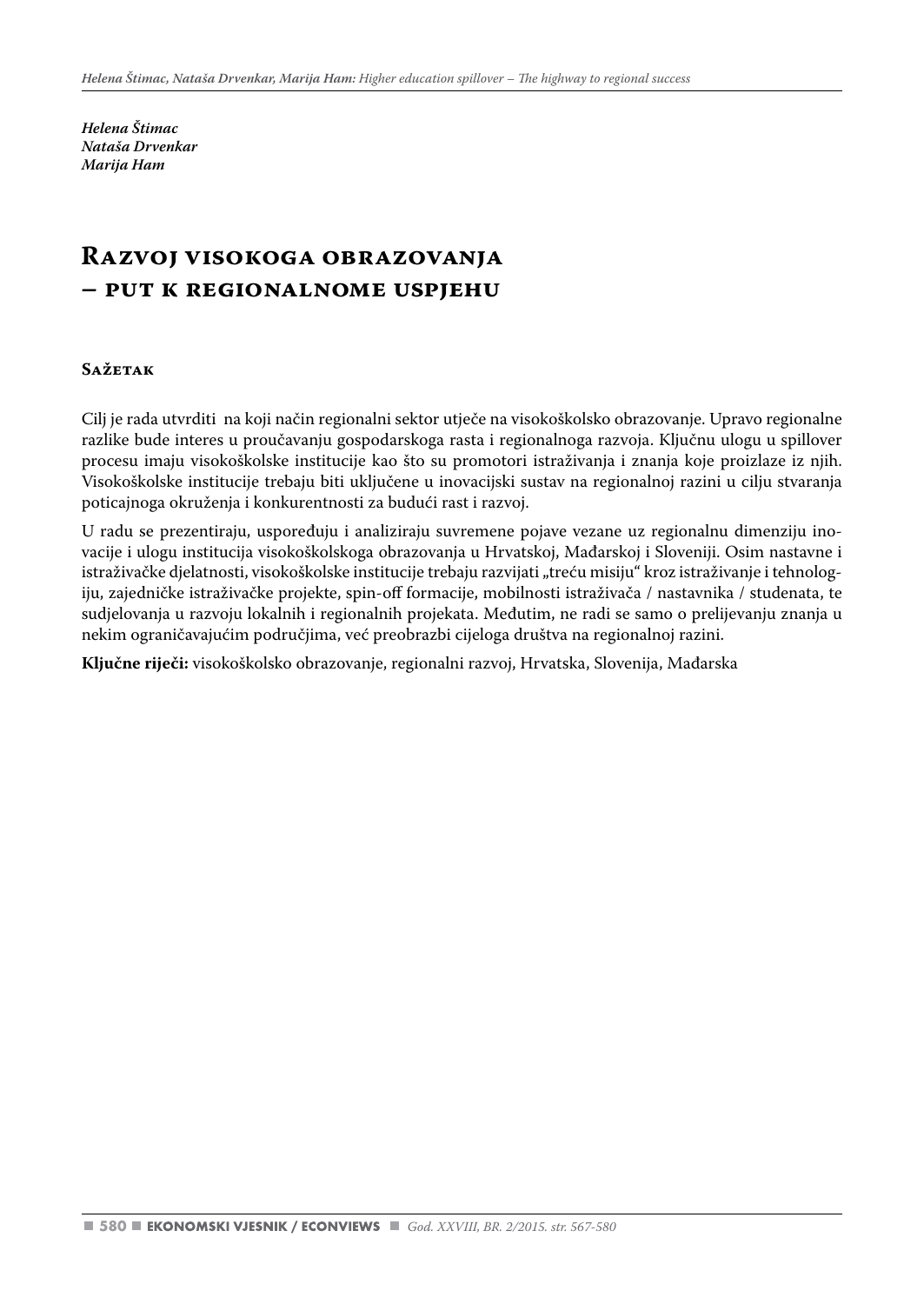*Helena Štimac*
*Nataša Drvenkar*
*Marija Ham*

# Razvoj visokoga obrazovanja – put k regionalnome uspjehu

## Sažetak

Cilj je rada utvrditi  na koji način regionalni sektor utječe na visokoškolsko obrazovanje. Upravo regionalne razlike bude interes u proučavanju gospodarskoga rasta i regionalnoga razvoja. Ključnu ulogu u spillover procesu imaju visokoškolske institucije kao što su promotori istraživanja i znanja koje proizlaze iz njih. Visokoškolske institucije trebaju biti uključene u inovacijski sustav na regionalnoj razini u cilju stvaranja poticajnoga okruženja i konkurentnosti za budući rast i razvoj.

U radu se prezentiraju, uspoređuju i analiziraju suvremene pojave vezane uz regionalnu dimenziju inovacije i ulogu institucija visokoškolskoga obrazovanja u Hrvatskoj, Mađarskoj i Sloveniji. Osim nastavne i istraživačke djelatnosti, visokoškolske institucije trebaju razvijati „treću misiju" kroz istraživanje i tehnologiju, zajedničke istraživačke projekte, spin-off formacije, mobilnosti istraživača / nastavnika / studenata, te sudjelovanja u razvoju lokalnih i regionalnih projekata. Međutim, ne radi se samo o prelijevanju znanja u nekim ograničavajućim područjima, već preobrazbi cijeloga društva na regionalnoj razini.

**Ključne riječi:** visokoškolsko obrazovanje, regionalni razvoj, Hrvatska, Slovenija, Mađarska